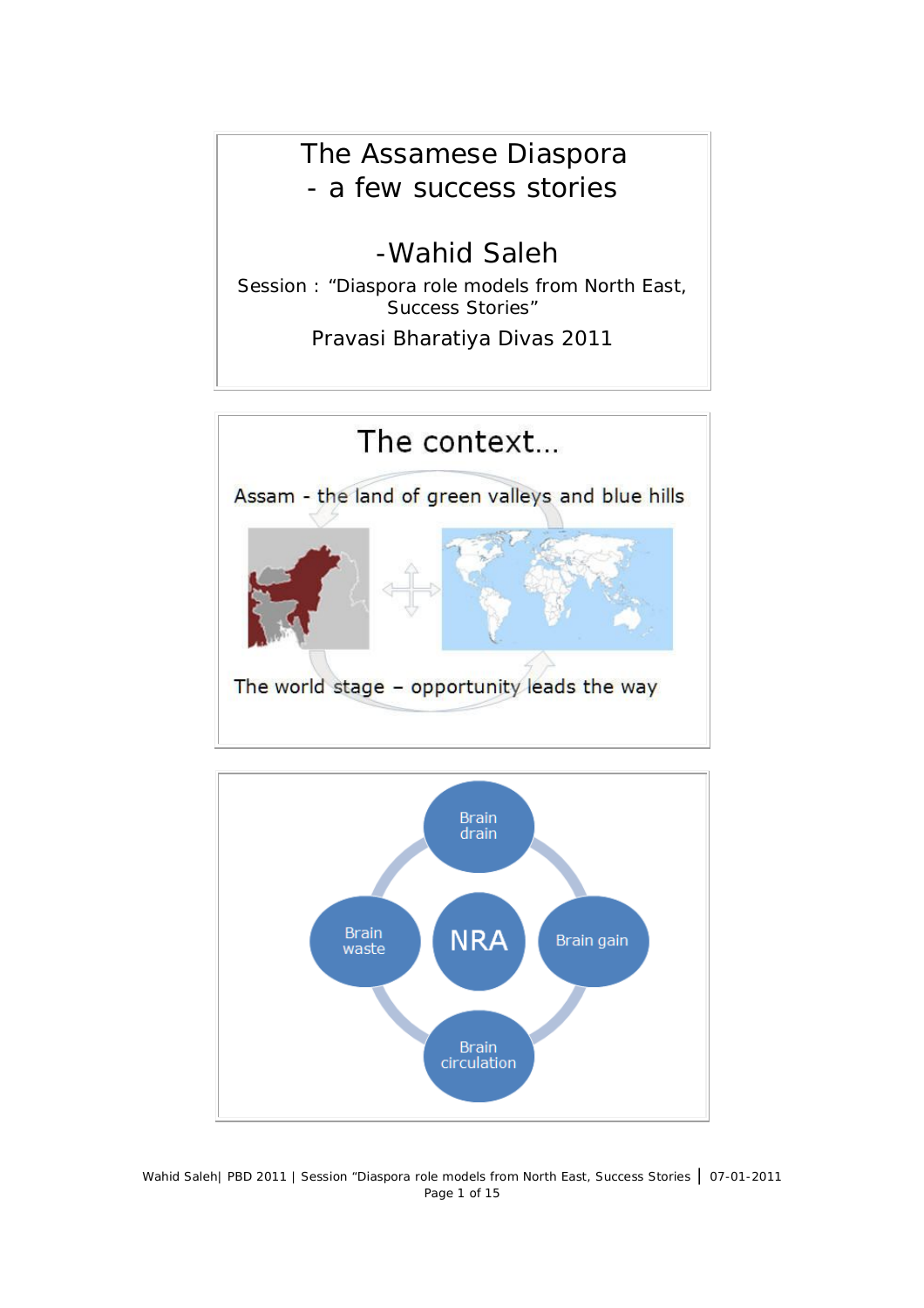# The Assamese Diaspora
## - a few success stories

-Wahid Saleh

Session : "Diaspora role models from North East, Success Stories"

Pravasi Bharatiya Divas 2011

---

## The context...

Assam - the land of green valleys and blue hills

The world stage – opportunity leads the way

---

- Brain drain
- Brain gain
- Brain circulation
- Brain waste
- NRA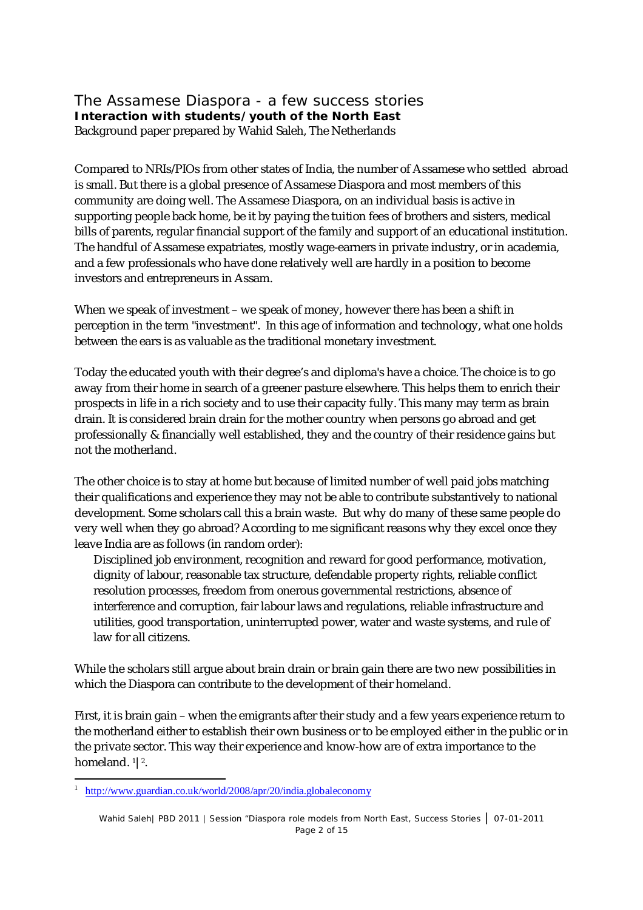# The Assamese Diaspora - a few success stories

**Interaction with students/youth of the North East**

Background paper prepared by Wahid Saleh, The Netherlands

Compared to NRIs/PIOs from other states of India, the number of Assamese who settled abroad is small. But there is a global presence of Assamese Diaspora and most members of this community are doing well. The Assamese Diaspora, on an individual basis is active in supporting people back home, be it by paying the tuition fees of brothers and sisters, medical bills of parents, regular financial support of the family and support of an educational institution. The handful of Assamese expatriates, mostly wage-earners in private industry, or in academia, and a few professionals who have done relatively well are hardly in a position to become investors and entrepreneurs in Assam.

When we speak of investment – we speak of money, however there has been a shift in perception in the term "investment". In this age of information and technology, what one holds between the ears is as valuable as the traditional monetary investment.

Today the educated youth with their degree's and diploma's have a choice. The choice is to go away from their home in search of a greener pasture elsewhere. This helps them to enrich their prospects in life in a rich society and to use their capacity fully. This many may term as brain drain. It is considered brain drain for the mother country when persons go abroad and get professionally & financially well established, they and the country of their residence gains but not the motherland.

The other choice is to stay at home but because of limited number of well paid jobs matching their qualifications and experience they may not be able to contribute substantively to national development. Some scholars call this a brain waste. But why do many of these same people do very well when they go abroad? According to me significant reasons why they excel once they leave India are as follows (in random order):

> Disciplined job environment, recognition and reward for good performance, motivation, dignity of labour, reasonable tax structure, defendable property rights, reliable conflict resolution processes, freedom from onerous governmental restrictions, absence of interference and corruption, fair labour laws and regulations, reliable infrastructure and utilities, good transportation, uninterrupted power, water and waste systems, and rule of law for all citizens.

While the scholars still argue about brain drain or brain gain there are two new possibilities in which the Diaspora can contribute to the development of their homeland.

First, it is brain gain – when the emigrants after their study and a few years experience return to the motherland either to establish their own business or to be employed either in the public or in the private sector. This way their experience and know-how are of extra importance to the homeland. [1]|[2].

---

[1] http://www.guardian.co.uk/world/2008/apr/20/india.globaleconomy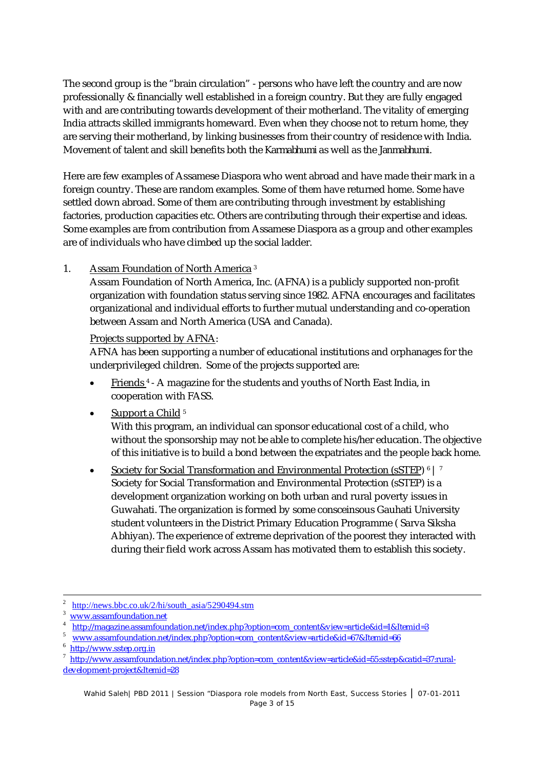The second group is the "brain circulation" - persons who have left the country and are now professionally & financially well established in a foreign country. But they are fully engaged with and are contributing towards development of their motherland. The vitality of emerging India attracts skilled immigrants homeward. Even when they choose not to return home, they are serving their motherland, by linking businesses from their country of residence with India. Movement of talent and skill benefits both the *Karmabhumi* as well as the *Janmabhumi*.

Here are few examples of Assamese Diaspora who went abroad and have made their mark in a foreign country. These are random examples. Some of them have returned home. Some have settled down abroad. Some of them are contributing through investment by establishing factories, production capacities etc. Others are contributing through their expertise and ideas. Some examples are from contribution from Assamese Diaspora as a group and other examples are of individuals who have climbed up the social ladder.

1. Assam Foundation of North America [3]

   Assam Foundation of North America, Inc. (AFNA) is a publicly supported non-profit organization with foundation status serving since 1982. AFNA encourages and facilitates organizational and individual efforts to further mutual understanding and co-operation between Assam and North America (USA and Canada).

   Projects supported by AFNA:

   AFNA has been supporting a number of educational institutions and orphanages for the underprivileged children. Some of the projects supported are:

   - Friends [4] - A magazine for the students and youths of North East India, in cooperation with FASS.
   - Support a Child [5]

     With this program, an individual can sponsor educational cost of a child, who without the sponsorship may not be able to complete his/her education. The objective of this initiative is to build a bond between the expatriates and the people back home.
   - Society for Social Transformation and Environmental Protection (sSTEP) [6] | [7]

     Society for Social Transformation and Environmental Protection (sSTEP) is a development organization working on both urban and rural poverty issues in Guwahati. The organization is formed by some consceinsous Gauhati University student volunteers in the District Primary Education Programme ( Sarva Siksha Abhiyan). The experience of extreme deprivation of the poorest they interacted with during their field work across Assam has motivated them to establish this society.

---

[2] http://news.bbc.co.uk/2/hi/south_asia/5290494.stm

[3] www.assamfoundation.net

[4] http://magazine.assamfoundation.net/index.php?option=com_content&view=article&id=1&Itemid=3

[5] www.assamfoundation.net/index.php?option=com_content&view=article&id=67&Itemid=66

[6] http://www.sstep.org.in

[7] http://www.assamfoundation.net/index.php?option=com_content&view=article&id=55:sstep&catid=37:rural-development-project&Itemid=28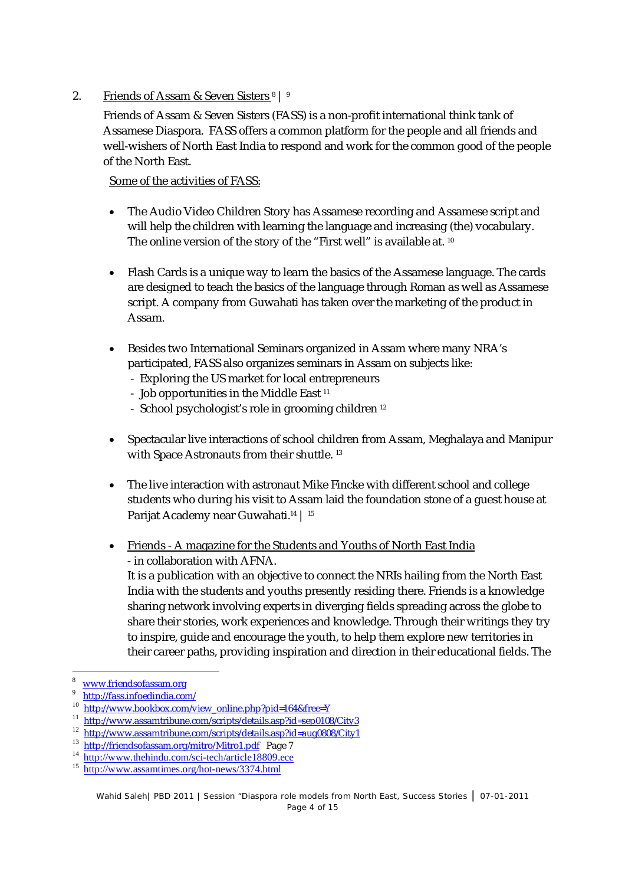2. Friends of Assam & Seven Sisters [8] | [9]

Friends of Assam & Seven Sisters (FASS) is a non-profit international think tank of Assamese Diaspora. FASS offers a common platform for the people and all friends and well-wishers of North East India to respond and work for the common good of the people of the North East.

Some of the activities of FASS:

- The Audio Video Children Story has Assamese recording and Assamese script and will help the children with learning the language and increasing (the) vocabulary. The online version of the story of the "First well" is available at. [10]

- Flash Cards is a unique way to learn the basics of the Assamese language. The cards are designed to teach the basics of the language through Roman as well as Assamese script. A company from Guwahati has taken over the marketing of the product in Assam.

- Besides two International Seminars organized in Assam where many NRA's participated, FASS also organizes seminars in Assam on subjects like:
  - Exploring the US market for local entrepreneurs
  - Job opportunities in the Middle East [11]
  - School psychologist's role in grooming children [12]

- Spectacular live interactions of school children from Assam, Meghalaya and Manipur with Space Astronauts from their shuttle. [13]

- The live interaction with astronaut Mike Fincke with different school and college students who during his visit to Assam laid the foundation stone of a guest house at Parijat Academy near Guwahati.[14] | [15]

- Friends - A magazine for the Students and Youths of North East India
  - in collaboration with AFNA.

  It is a publication with an objective to connect the NRIs hailing from the North East India with the students and youths presently residing there. Friends is a knowledge sharing network involving experts in diverging fields spreading across the globe to share their stories, work experiences and knowledge. Through their writings they try to inspire, guide and encourage the youth, to help them explore new territories in their career paths, providing inspiration and direction in their educational fields. The

---

[8] www.friendsofassam.org

[9] http://fass.infoedindia.com/

[10] http://www.bookbox.com/view_online.php?pid=164&free=Y

[11] http://www.assamtribune.com/scripts/details.asp?id=sep0108/City3

[12] http://www.assamtribune.com/scripts/details.asp?id=aug0808/City1

[13] http://friendsofassam.org/mitro/Mitro1.pdf Page 7

[14] http://www.thehindu.com/sci-tech/article18809.ece

[15] http://www.assamtimes.org/hot-news/3374.html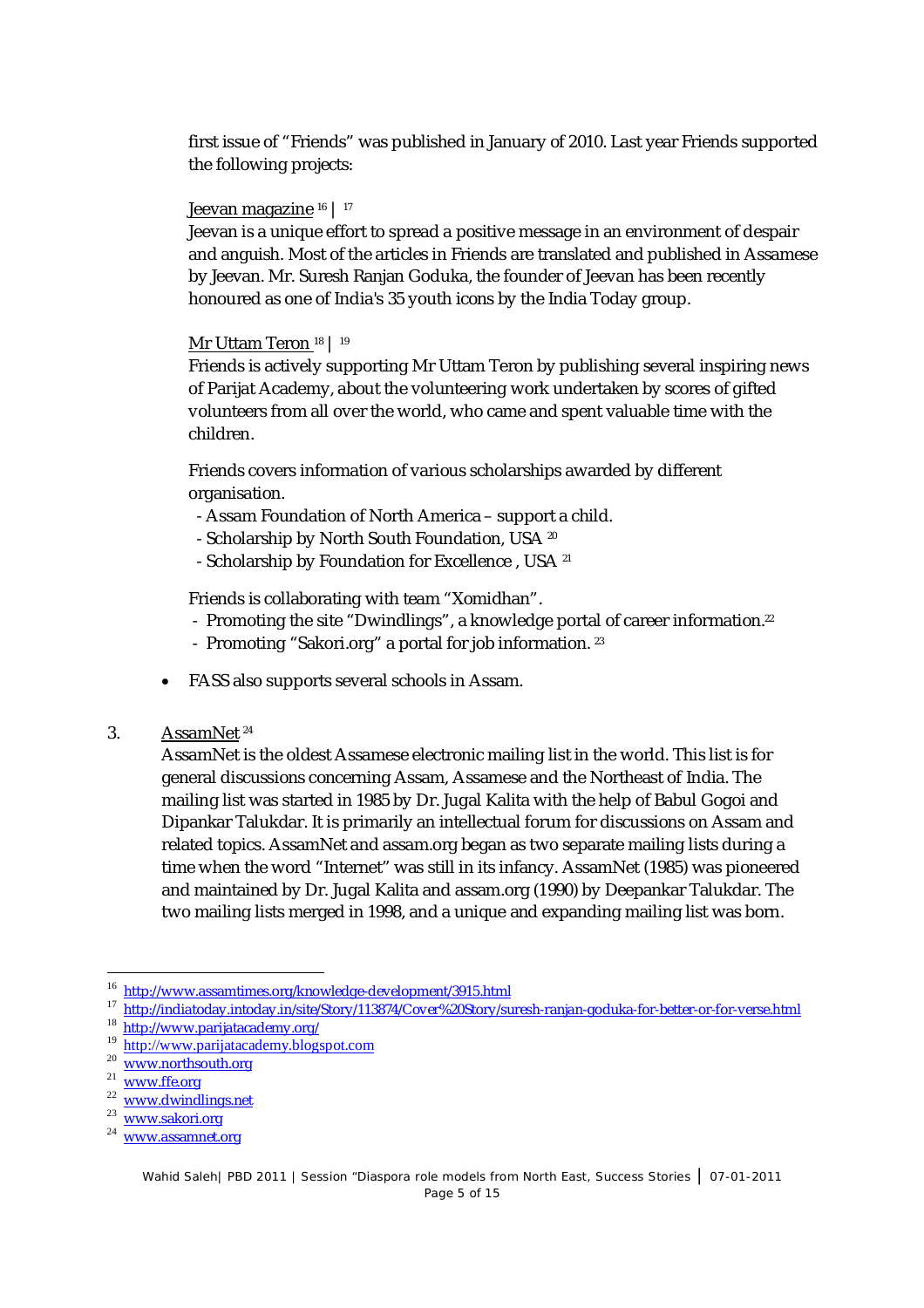first issue of “Friends” was published in January of 2010. Last year Friends supported the following projects:

Jeevan magazine [16] | [17]

Jeevan is a unique effort to spread a positive message in an environment of despair and anguish. Most of the articles in Friends are translated and published in Assamese by Jeevan. Mr. Suresh Ranjan Goduka, the founder of Jeevan has been recently honoured as one of India's 35 youth icons by the India Today group.

Mr Uttam Teron [18] | [19]

Friends is actively supporting Mr Uttam Teron by publishing several inspiring news of Parijat Academy, about the volunteering work undertaken by scores of gifted volunteers from all over the world, who came and spent valuable time with the children.

Friends covers information of various scholarships awarded by different organisation.

- Assam Foundation of North America – support a child.
- Scholarship by North South Foundation, USA [20]
- Scholarship by Foundation for Excellence , USA [21]

Friends is collaborating with team “Xomidhan”.

- Promoting the site “Dwindlings”, a knowledge portal of career information.[22]
- Promoting “Sakori.org” a portal for job information. [23]

- FASS also supports several schools in Assam.

3. AssamNet [24]

AssamNet is the oldest Assamese electronic mailing list in the world. This list is for general discussions concerning Assam, Assamese and the Northeast of India. The mailing list was started in 1985 by Dr. Jugal Kalita with the help of Babul Gogoi and Dipankar Talukdar. It is primarily an intellectual forum for discussions on Assam and related topics. AssamNet and assam.org began as two separate mailing lists during a time when the word “Internet” was still in its infancy. AssamNet (1985) was pioneered and maintained by Dr. Jugal Kalita and assam.org (1990) by Deepankar Talukdar. The two mailing lists merged in 1998, and a unique and expanding mailing list was born.

---

[16] http://www.assamtimes.org/knowledge-development/3915.html
[17] http://indiatoday.intoday.in/site/Story/113874/Cover%20Story/suresh-ranjan-goduka-for-better-or-for-verse.html
[18] http://www.parijatacademy.org/
[19] http://www.parijatacademy.blogspot.com
[20] www.northsouth.org
[21] www.ffe.org
[22] www.dwindlings.net
[23] www.sakori.org
[24] www.assamnet.org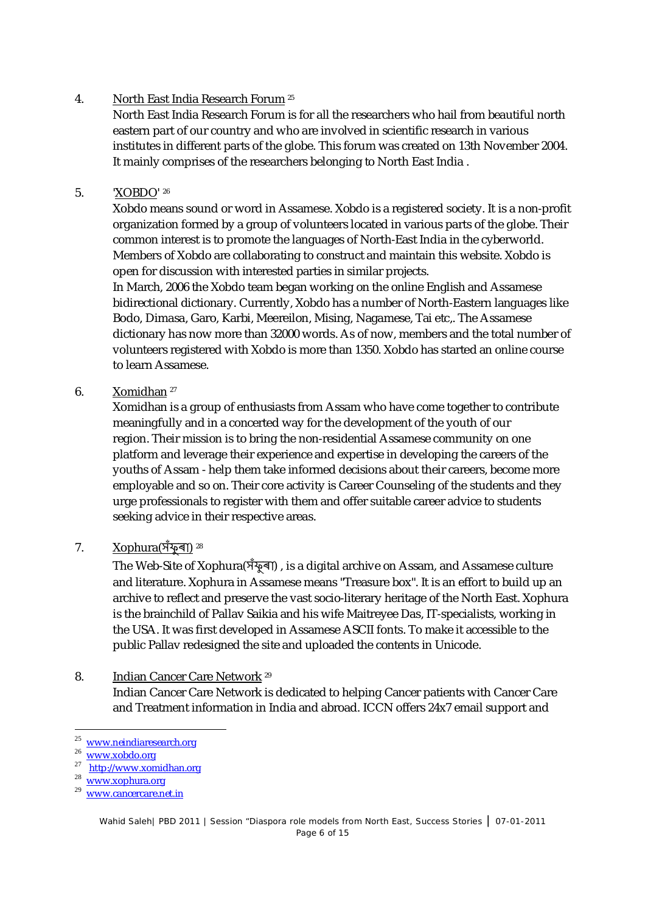4. North East India Research Forum [25]

   North East India Research Forum is for all the researchers who hail from beautiful north eastern part of our country and who are involved in scientific research in various institutes in different parts of the globe. This forum was created on 13th November 2004. It mainly comprises of the researchers belonging to North East India .

5. 'XOBDO' [26]

   Xobdo means sound or word in Assamese. Xobdo is a registered society. It is a non-profit organization formed by a group of volunteers located in various parts of the globe. Their common interest is to promote the languages of North-East India in the cyberworld. Members of Xobdo are collaborating to construct and maintain this website. Xobdo is open for discussion with interested parties in similar projects.

   In March, 2006 the Xobdo team began working on the online English and Assamese bidirectional dictionary. Currently, Xobdo has a number of North-Eastern languages like Bodo, Dimasa, Garo, Karbi, Meereilon, Mising, Nagamese, Tai etc,. The Assamese dictionary has now more than 32000 words. As of now, members and the total number of volunteers registered with Xobdo is more than 1350. Xobdo has started an online course to learn Assamese.

6. Xomidhan [27]

   Xomidhan is a group of enthusiasts from Assam who have come together to contribute meaningfully and in a concerted way for the development of the youth of our region. Their mission is to bring the non-residential Assamese community on one platform and leverage their experience and expertise in developing the careers of the youths of Assam - help them take informed decisions about their careers, become more employable and so on. Their core activity is Career Counseling of the students and they urge professionals to register with them and offer suitable career advice to students seeking advice in their respective areas.

7. Xophura(সঁফুৰা) [28]

   The Web-Site of Xophura(সঁফুৰা) , is a digital archive on Assam, and Assamese culture and literature. Xophura in Assamese means "Treasure box". It is an effort to build up an archive to reflect and preserve the vast socio-literary heritage of the North East. Xophura is the brainchild of Pallav Saikia and his wife Maitreyee Das, IT-specialists, working in the USA. It was first developed in Assamese ASCII fonts. To make it accessible to the public Pallav redesigned the site and uploaded the contents in Unicode.

8. Indian Cancer Care Network [29]

   Indian Cancer Care Network is dedicated to helping Cancer patients with Cancer Care and Treatment information in India and abroad. ICCN offers 24x7 email support and

---

[25] www.neindiaresearch.org

[26] www.xobdo.org

[27] http://www.xomidhan.org

[28] www.xophura.org

[29] www.cancercare.net.in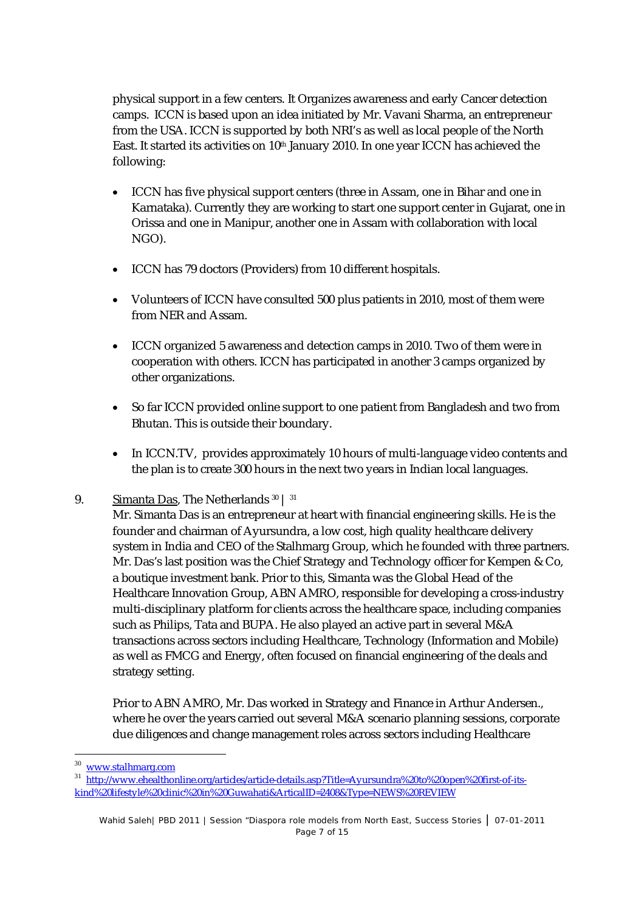physical support in a few centers. It Organizes awareness and early Cancer detection camps. ICCN is based upon an idea initiated by Mr. Vavani Sharma, an entrepreneur from the USA. ICCN is supported by both NRI's as well as local people of the North East. It started its activities on 10th January 2010. In one year ICCN has achieved the following:

- ICCN has five physical support centers (three in Assam, one in Bihar and one in Karnataka). Currently they are working to start one support center in Gujarat, one in Orissa and one in Manipur, another one in Assam with collaboration with local NGO).

- ICCN has 79 doctors (Providers) from 10 different hospitals.

- Volunteers of ICCN have consulted 500 plus patients in 2010, most of them were from NER and Assam.

- ICCN organized 5 awareness and detection camps in 2010. Two of them were in cooperation with others. ICCN has participated in another 3 camps organized by other organizations.

- So far ICCN provided online support to one patient from Bangladesh and two from Bhutan. This is outside their boundary.

- In ICCN.TV, provides approximately 10 hours of multi-language video contents and the plan is to create 300 hours in the next two years in Indian local languages.

9. Simanta Das, The Netherlands [30] | [31]

Mr. Simanta Das is an entrepreneur at heart with financial engineering skills. He is the founder and chairman of Ayursundra, a low cost, high quality healthcare delivery system in India and CEO of the Stalhmarg Group, which he founded with three partners. Mr. Das's last position was the Chief Strategy and Technology officer for Kempen & Co, a boutique investment bank. Prior to this, Simanta was the Global Head of the Healthcare Innovation Group, ABN AMRO, responsible for developing a cross-industry multi-disciplinary platform for clients across the healthcare space, including companies such as Philips, Tata and BUPA. He also played an active part in several M&A transactions across sectors including Healthcare, Technology (Information and Mobile) as well as FMCG and Energy, often focused on financial engineering of the deals and strategy setting.

Prior to ABN AMRO, Mr. Das worked in Strategy and Finance in Arthur Andersen., where he over the years carried out several M&A scenario planning sessions, corporate due diligences and change management roles across sectors including Healthcare

---

[30] www.stalhmarg.com

[31] http://www.ehealthonline.org/articles/article-details.asp?Title=Ayursundra%20to%20open%20first-of-its-kind%20lifestyle%20clinic%20in%20Guwahati&ArticalID=2408&Type=NEWS%20REVIEW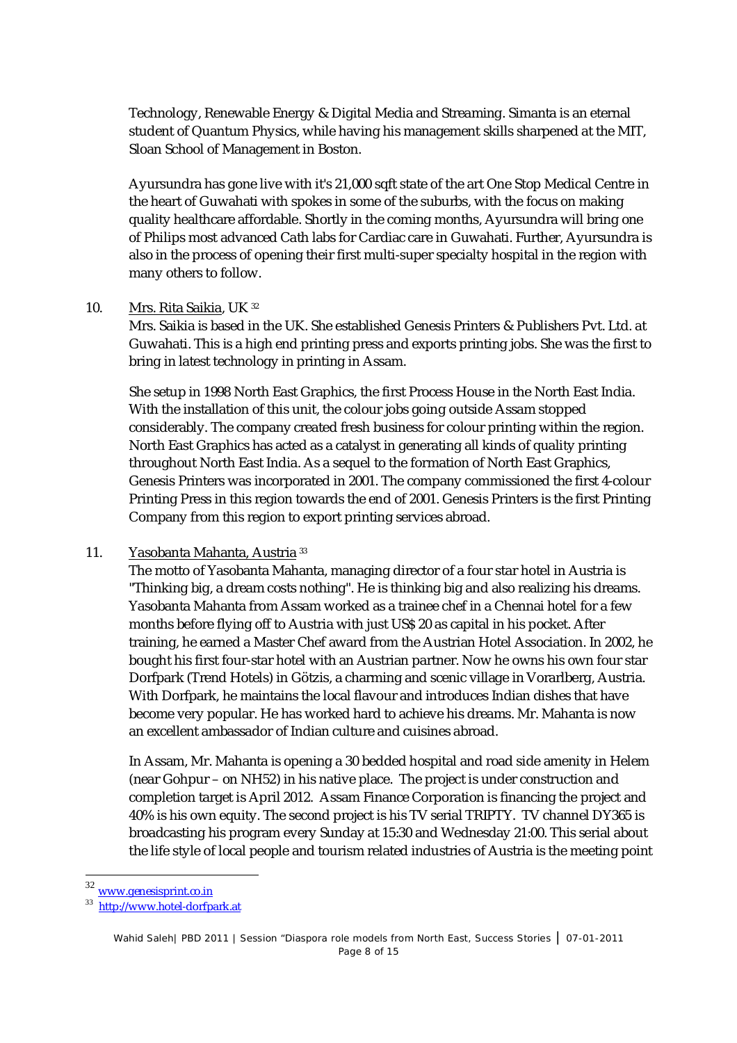Technology, Renewable Energy & Digital Media and Streaming. Simanta is an eternal student of Quantum Physics, while having his management skills sharpened at the MIT, Sloan School of Management in Boston.

Ayursundra has gone live with it's 21,000 sqft state of the art One Stop Medical Centre in the heart of Guwahati with spokes in some of the suburbs, with the focus on making quality healthcare affordable. Shortly in the coming months, Ayursundra will bring one of Philips most advanced Cath labs for Cardiac care in Guwahati. Further, Ayursundra is also in the process of opening their first multi-super specialty hospital in the region with many others to follow.

10. Mrs. Rita Saikia, UK [32]

Mrs. Saikia is based in the UK. She established Genesis Printers & Publishers Pvt. Ltd. at Guwahati. This is a high end printing press and exports printing jobs. She was the first to bring in latest technology in printing in Assam.

She setup in 1998 North East Graphics, the first Process House in the North East India. With the installation of this unit, the colour jobs going outside Assam stopped considerably. The company created fresh business for colour printing within the region. North East Graphics has acted as a catalyst in generating all kinds of quality printing throughout North East India. As a sequel to the formation of North East Graphics, Genesis Printers was incorporated in 2001. The company commissioned the first 4-colour Printing Press in this region towards the end of 2001. Genesis Printers is the first Printing Company from this region to export printing services abroad.

11. Yasobanta Mahanta, Austria [33]

The motto of Yasobanta Mahanta, managing director of a four star hotel in Austria is "Thinking big, a dream costs nothing". He is thinking big and also realizing his dreams. Yasobanta Mahanta from Assam worked as a trainee chef in a Chennai hotel for a few months before flying off to Austria with just US$ 20 as capital in his pocket. After training, he earned a Master Chef award from the Austrian Hotel Association. In 2002, he bought his first four-star hotel with an Austrian partner. Now he owns his own four star Dorfpark (Trend Hotels) in Götzis, a charming and scenic village in Vorarlberg, Austria. With Dorfpark, he maintains the local flavour and introduces Indian dishes that have become very popular. He has worked hard to achieve his dreams. Mr. Mahanta is now an excellent ambassador of Indian culture and cuisines abroad.

In Assam, Mr. Mahanta is opening a 30 bedded hospital and road side amenity in Helem (near Gohpur – on NH52) in his native place. The project is under construction and completion target is April 2012. Assam Finance Corporation is financing the project and 40% is his own equity. The second project is his TV serial TRIPTY. TV channel DY365 is broadcasting his program every Sunday at 15:30 and Wednesday 21:00. This serial about the life style of local people and tourism related industries of Austria is the meeting point

---

[32] www.genesisprint.co.in

[33] http://www.hotel-dorfpark.at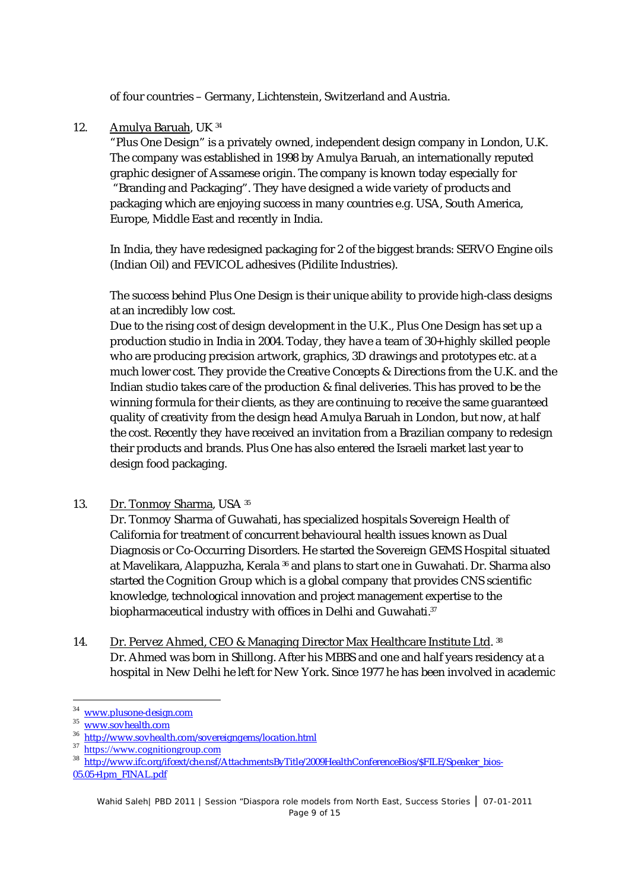of four countries – Germany, Lichtenstein, Switzerland and Austria.

12. Amulya Baruah, UK [34]

"Plus One Design" is a privately owned, independent design company in London, U.K. The company was established in 1998 by Amulya Baruah, an internationally reputed graphic designer of Assamese origin. The company is known today especially for "Branding and Packaging". They have designed a wide variety of products and packaging which are enjoying success in many countries e.g. USA, South America, Europe, Middle East and recently in India.

In India, they have redesigned packaging for 2 of the biggest brands: SERVO Engine oils (Indian Oil) and FEVICOL adhesives (Pidilite Industries).

The success behind Plus One Design is their unique ability to provide high-class designs at an incredibly low cost.
Due to the rising cost of design development in the U.K., Plus One Design has set up a production studio in India in 2004. Today, they have a team of 30+ highly skilled people who are producing precision artwork, graphics, 3D drawings and prototypes etc. at a much lower cost. They provide the Creative Concepts & Directions from the U.K. and the Indian studio takes care of the production & final deliveries. This has proved to be the winning formula for their clients, as they are continuing to receive the same guaranteed quality of creativity from the design head Amulya Baruah in London, but now, at half the cost. Recently they have received an invitation from a Brazilian company to redesign their products and brands. Plus One has also entered the Israeli market last year to design food packaging.

13. Dr. Tonmoy Sharma, USA [35]

Dr. Tonmoy Sharma of Guwahati, has specialized hospitals Sovereign Health of California for treatment of concurrent behavioural health issues known as Dual Diagnosis or Co-Occurring Disorders. He started the Sovereign GEMS Hospital situated at Mavelikara, Alappuzha, Kerala [36] and plans to start one in Guwahati. Dr. Sharma also started the Cognition Group which is a global company that provides CNS scientific knowledge, technological innovation and project management expertise to the biopharmaceutical industry with offices in Delhi and Guwahati.[37]

14. Dr. Pervez Ahmed, CEO & Managing Director Max Healthcare Institute Ltd. [38]

Dr. Ahmed was born in Shillong. After his MBBS and one and half years residency at a hospital in New Delhi he left for New York. Since 1977 he has been involved in academic

---

[34] www.plusone-design.com
[35] www.sovhealth.com
[36] http://www.sovhealth.com/sovereigngems/location.html
[37] https://www.cognitiongroup.com
[38] http://www.ifc.org/ifcext/che.nsf/AttachmentsByTitle/2009HealthConferenceBios/$FILE/Speaker_bios-05.05+1pm_FINAL.pdf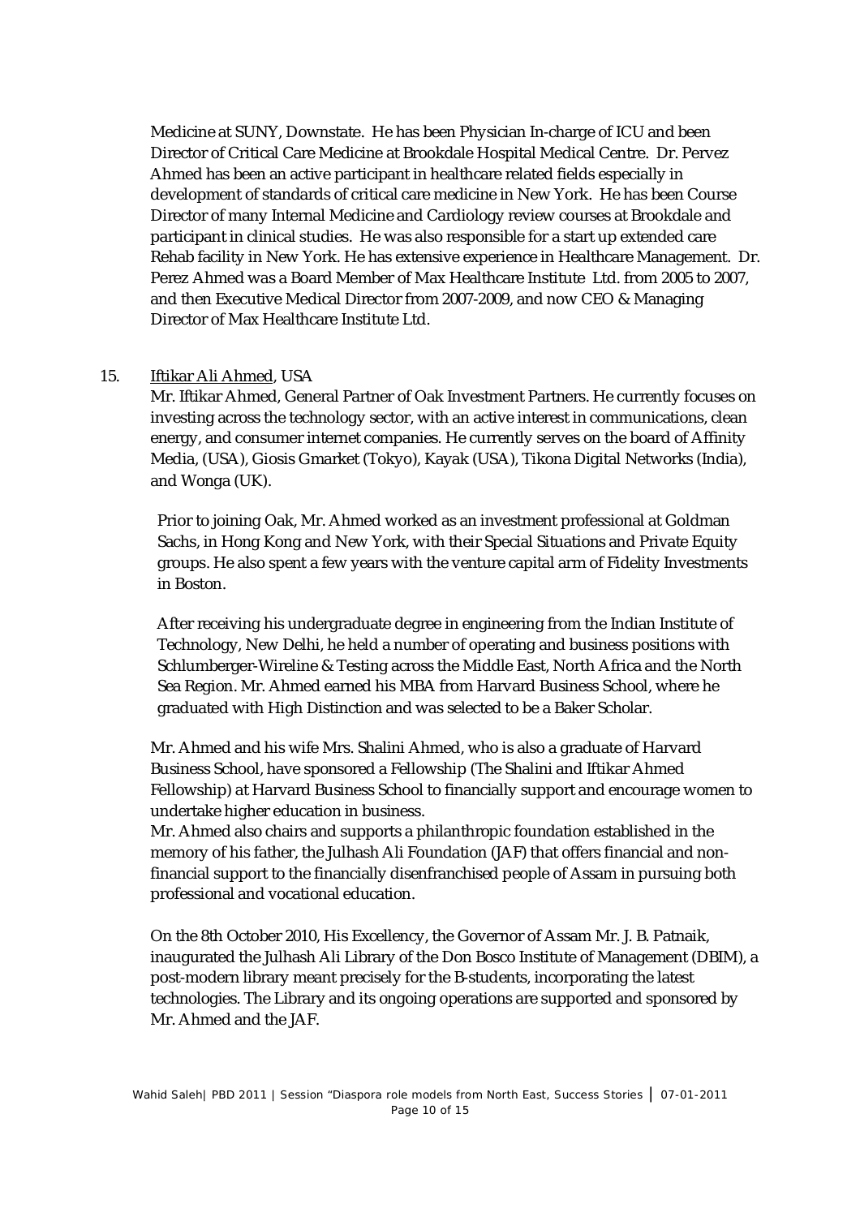Medicine at SUNY, Downstate. He has been Physician In-charge of ICU and been Director of Critical Care Medicine at Brookdale Hospital Medical Centre. Dr. Pervez Ahmed has been an active participant in healthcare related fields especially in development of standards of critical care medicine in New York. He has been Course Director of many Internal Medicine and Cardiology review courses at Brookdale and participant in clinical studies. He was also responsible for a start up extended care Rehab facility in New York. He has extensive experience in Healthcare Management. Dr. Perez Ahmed was a Board Member of Max Healthcare Institute Ltd. from 2005 to 2007, and then Executive Medical Director from 2007-2009, and now CEO & Managing Director of Max Healthcare Institute Ltd.

15. Iftikar Ali Ahmed, USA

Mr. Iftikar Ahmed, General Partner of Oak Investment Partners. He currently focuses on investing across the technology sector, with an active interest in communications, clean energy, and consumer internet companies. He currently serves on the board of Affinity Media, (USA), Giosis Gmarket (Tokyo), Kayak (USA), Tikona Digital Networks (India), and Wonga (UK).

Prior to joining Oak, Mr. Ahmed worked as an investment professional at Goldman Sachs, in Hong Kong and New York, with their Special Situations and Private Equity groups. He also spent a few years with the venture capital arm of Fidelity Investments in Boston.

After receiving his undergraduate degree in engineering from the Indian Institute of Technology, New Delhi, he held a number of operating and business positions with Schlumberger-Wireline & Testing across the Middle East, North Africa and the North Sea Region. Mr. Ahmed earned his MBA from Harvard Business School, where he graduated with High Distinction and was selected to be a Baker Scholar.

Mr. Ahmed and his wife Mrs. Shalini Ahmed, who is also a graduate of Harvard Business School, have sponsored a Fellowship (The Shalini and Iftikar Ahmed Fellowship) at Harvard Business School to financially support and encourage women to undertake higher education in business.

Mr. Ahmed also chairs and supports a philanthropic foundation established in the memory of his father, the Julhash Ali Foundation (JAF) that offers financial and non-financial support to the financially disenfranchised people of Assam in pursuing both professional and vocational education.

On the 8th October 2010, His Excellency, the Governor of Assam Mr. J. B. Patnaik, inaugurated the Julhash Ali Library of the Don Bosco Institute of Management (DBIM), a post-modern library meant precisely for the B-students, incorporating the latest technologies. The Library and its ongoing operations are supported and sponsored by Mr. Ahmed and the JAF.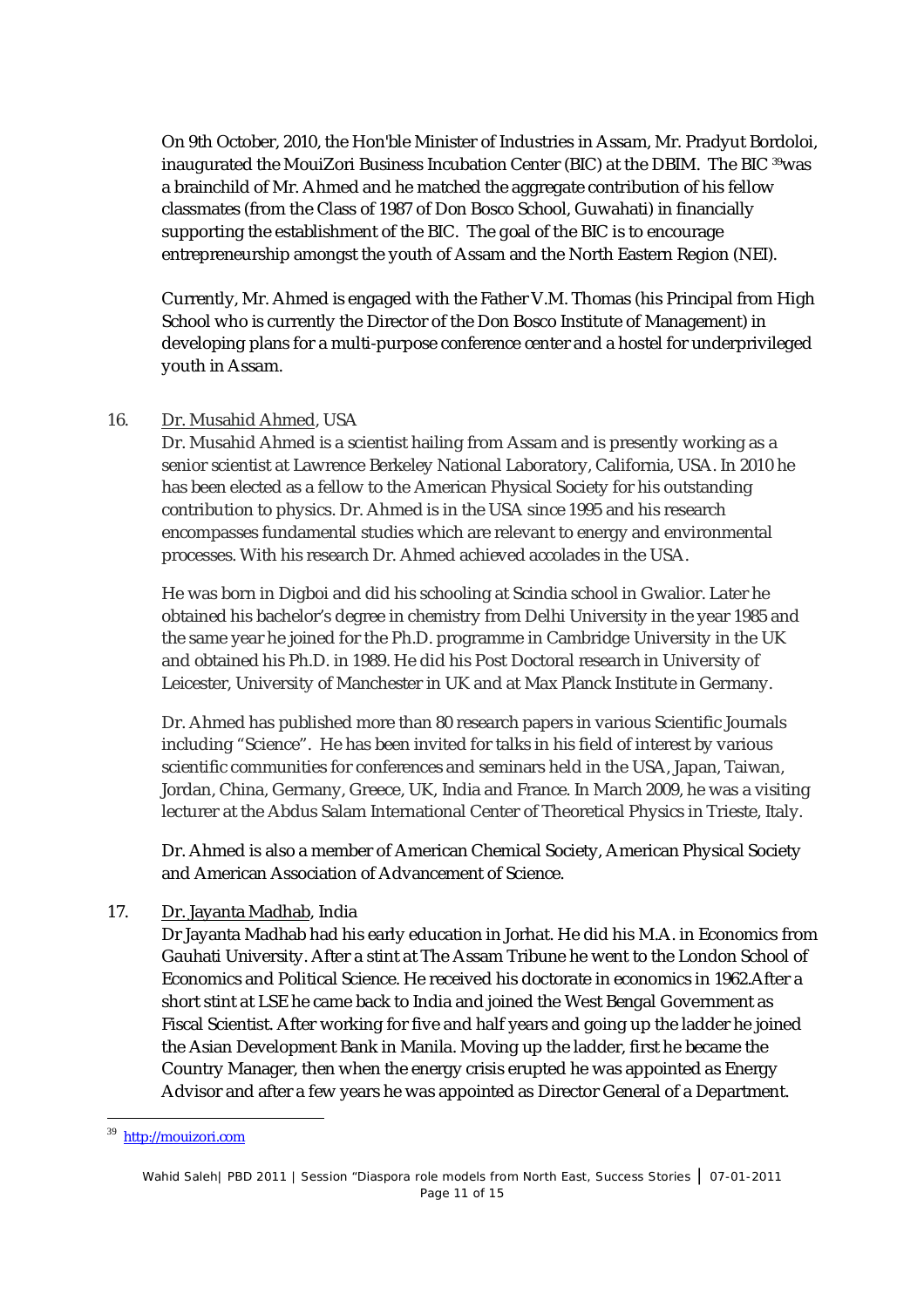On 9th October, 2010, the Hon'ble Minister of Industries in Assam, Mr. Pradyut Bordoloi, inaugurated the MouiZori Business Incubation Center (BIC) at the DBIM. The BIC [39] was a brainchild of Mr. Ahmed and he matched the aggregate contribution of his fellow classmates (from the Class of 1987 of Don Bosco School, Guwahati) in financially supporting the establishment of the BIC. The goal of the BIC is to encourage entrepreneurship amongst the youth of Assam and the North Eastern Region (NEI).

Currently, Mr. Ahmed is engaged with the Father V.M. Thomas (his Principal from High School who is currently the Director of the Don Bosco Institute of Management) in developing plans for a multi-purpose conference center and a hostel for underprivileged youth in Assam.

16. Dr. Musahid Ahmed, USA

    Dr. Musahid Ahmed is a scientist hailing from Assam and is presently working as a senior scientist at Lawrence Berkeley National Laboratory, California, USA. In 2010 he has been elected as a fellow to the American Physical Society for his outstanding contribution to physics. Dr. Ahmed is in the USA since 1995 and his research encompasses fundamental studies which are relevant to energy and environmental processes. With his research Dr. Ahmed achieved accolades in the USA.

    He was born in Digboi and did his schooling at Scindia school in Gwalior. Later he obtained his bachelor's degree in chemistry from Delhi University in the year 1985 and the same year he joined for the Ph.D. programme in Cambridge University in the UK and obtained his Ph.D. in 1989. He did his Post Doctoral research in University of Leicester, University of Manchester in UK and at Max Planck Institute in Germany.

    Dr. Ahmed has published more than 80 research papers in various Scientific Journals including "Science". He has been invited for talks in his field of interest by various scientific communities for conferences and seminars held in the USA, Japan, Taiwan, Jordan, China, Germany, Greece, UK, India and France. In March 2009, he was a visiting lecturer at the Abdus Salam International Center of Theoretical Physics in Trieste, Italy.

    Dr. Ahmed is also a member of American Chemical Society, American Physical Society and American Association of Advancement of Science.

17. Dr. Jayanta Madhab, India

    Dr Jayanta Madhab had his early education in Jorhat. He did his M.A. in Economics from Gauhati University. After a stint at The Assam Tribune he went to the London School of Economics and Political Science. He received his doctorate in economics in 1962.After a short stint at LSE he came back to India and joined the West Bengal Government as Fiscal Scientist. After working for five and half years and going up the ladder he joined the Asian Development Bank in Manila. Moving up the ladder, first he became the Country Manager, then when the energy crisis erupted he was appointed as Energy Advisor and after a few years he was appointed as Director General of a Department.

---

[39] http://mouizori.com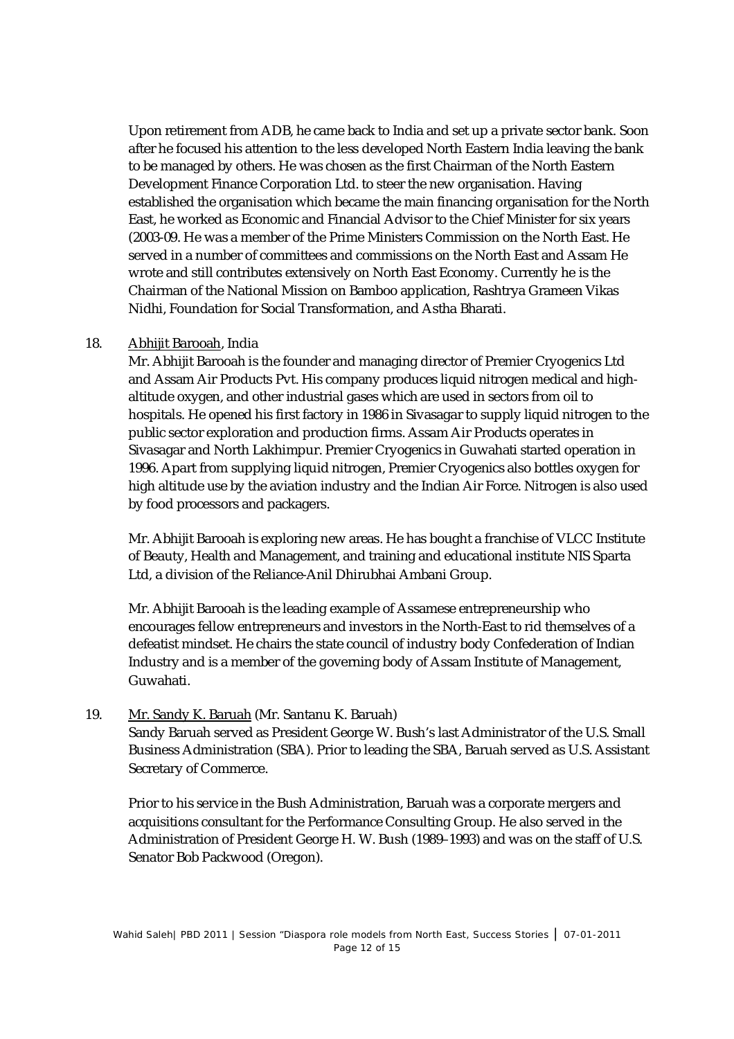Upon retirement from ADB, he came back to India and set up a private sector bank. Soon after he focused his attention to the less developed North Eastern India leaving the bank to be managed by others. He was chosen as the first Chairman of the North Eastern Development Finance Corporation Ltd. to steer the new organisation. Having established the organisation which became the main financing organisation for the North East, he worked as Economic and Financial Advisor to the Chief Minister for six years (2003-09. He was a member of the Prime Ministers Commission on the North East. He served in a number of committees and commissions on the North East and Assam He wrote and still contributes extensively on North East Economy. Currently he is the Chairman of the National Mission on Bamboo application, Rashtrya Grameen Vikas Nidhi, Foundation for Social Transformation, and Astha Bharati.

18. <u>Abhijit Barooah</u>, India

Mr. Abhijit Barooah is the founder and managing director of Premier Cryogenics Ltd and Assam Air Products Pvt. His company produces liquid nitrogen medical and high-altitude oxygen, and other industrial gases which are used in sectors from oil to hospitals. He opened his first factory in 1986 in Sivasagar to supply liquid nitrogen to the public sector exploration and production firms. Assam Air Products operates in Sivasagar and North Lakhimpur. Premier Cryogenics in Guwahati started operation in 1996. Apart from supplying liquid nitrogen, Premier Cryogenics also bottles oxygen for high altitude use by the aviation industry and the Indian Air Force. Nitrogen is also used by food processors and packagers.

Mr. Abhijit Barooah is exploring new areas. He has bought a franchise of VLCC Institute of Beauty, Health and Management, and training and educational institute NIS Sparta Ltd, a division of the Reliance-Anil Dhirubhai Ambani Group.

Mr. Abhijit Barooah is the leading example of Assamese entrepreneurship who encourages fellow entrepreneurs and investors in the North-East to rid themselves of a defeatist mindset. He chairs the state council of industry body Confederation of Indian Industry and is a member of the governing body of Assam Institute of Management, Guwahati.

19. <u>Mr. Sandy K. Baruah</u> (Mr. Santanu K. Baruah)

Sandy Baruah served as President George W. Bush's last Administrator of the U.S. Small Business Administration (SBA). Prior to leading the SBA, Baruah served as U.S. Assistant Secretary of Commerce.

Prior to his service in the Bush Administration, Baruah was a corporate mergers and acquisitions consultant for the Performance Consulting Group. He also served in the Administration of President George H. W. Bush (1989–1993) and was on the staff of U.S. Senator Bob Packwood (Oregon).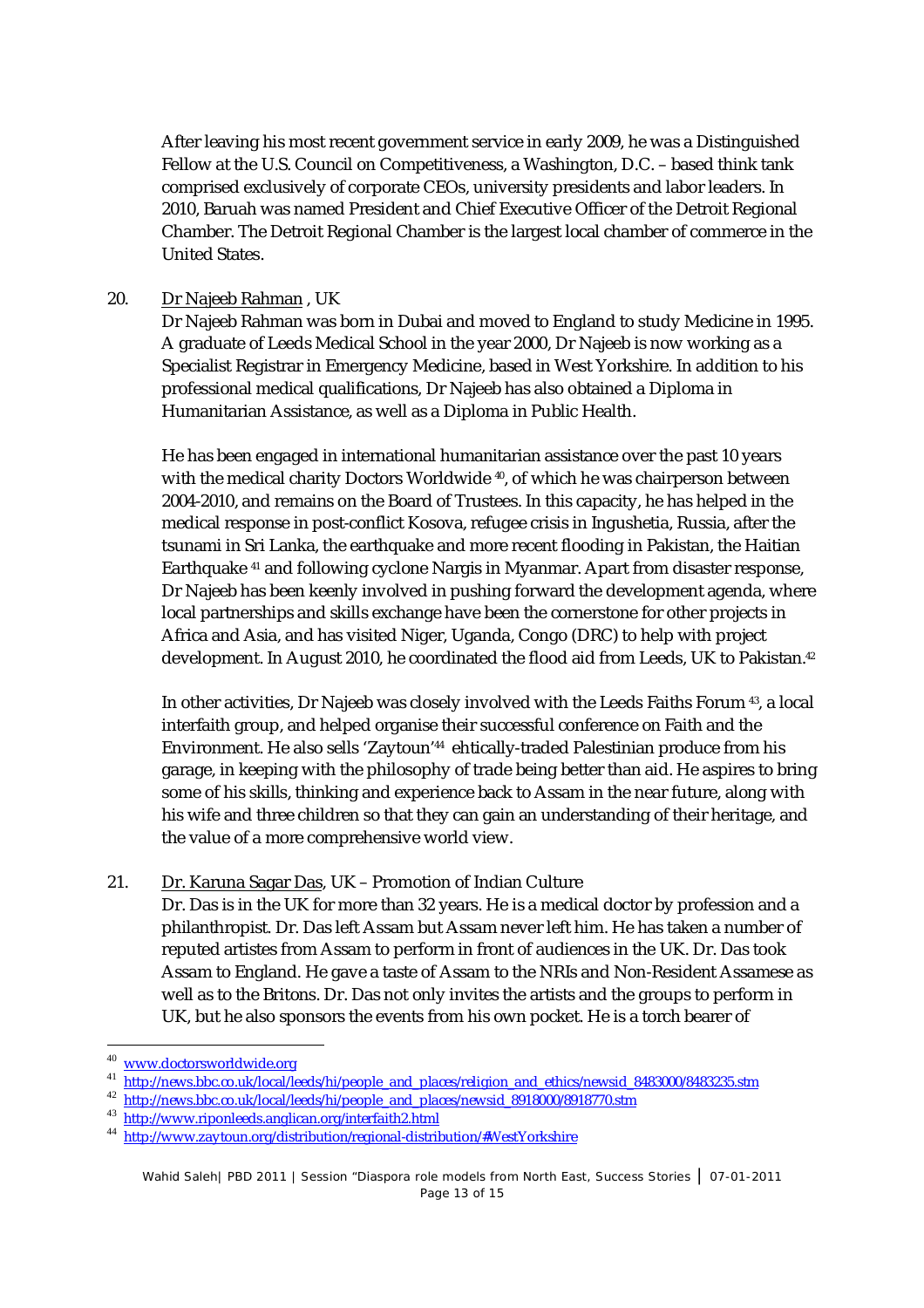After leaving his most recent government service in early 2009, he was a Distinguished Fellow at the U.S. Council on Competitiveness, a Washington, D.C. – based think tank comprised exclusively of corporate CEOs, university presidents and labor leaders. In 2010, Baruah was named President and Chief Executive Officer of the Detroit Regional Chamber. The Detroit Regional Chamber is the largest local chamber of commerce in the United States.

20. Dr Najeeb Rahman , UK

Dr Najeeb Rahman was born in Dubai and moved to England to study Medicine in 1995. A graduate of Leeds Medical School in the year 2000, Dr Najeeb is now working as a Specialist Registrar in Emergency Medicine, based in West Yorkshire. In addition to his professional medical qualifications, Dr Najeeb has also obtained a Diploma in Humanitarian Assistance, as well as a Diploma in Public Health.

He has been engaged in international humanitarian assistance over the past 10 years with the medical charity Doctors Worldwide [40], of which he was chairperson between 2004-2010, and remains on the Board of Trustees. In this capacity, he has helped in the medical response in post-conflict Kosova, refugee crisis in Ingushetia, Russia, after the tsunami in Sri Lanka, the earthquake and more recent flooding in Pakistan, the Haitian Earthquake [41] and following cyclone Nargis in Myanmar. Apart from disaster response, Dr Najeeb has been keenly involved in pushing forward the development agenda, where local partnerships and skills exchange have been the cornerstone for other projects in Africa and Asia, and has visited Niger, Uganda, Congo (DRC) to help with project development. In August 2010, he coordinated the flood aid from Leeds, UK to Pakistan.[42]

In other activities, Dr Najeeb was closely involved with the Leeds Faiths Forum [43], a local interfaith group, and helped organise their successful conference on Faith and the Environment. He also sells 'Zaytoun'[44] ehtically-traded Palestinian produce from his garage, in keeping with the philosophy of trade being better than aid. He aspires to bring some of his skills, thinking and experience back to Assam in the near future, along with his wife and three children so that they can gain an understanding of their heritage, and the value of a more comprehensive world view.

21. Dr. Karuna Sagar Das, UK – Promotion of Indian Culture

Dr. Das is in the UK for more than 32 years. He is a medical doctor by profession and a philanthropist. Dr. Das left Assam but Assam never left him. He has taken a number of reputed artistes from Assam to perform in front of audiences in the UK. Dr. Das took Assam to England. He gave a taste of Assam to the NRIs and Non-Resident Assamese as well as to the Britons. Dr. Das not only invites the artists and the groups to perform in UK, but he also sponsors the events from his own pocket. He is a torch bearer of

---

[40] www.doctorsworldwide.org

[41] http://news.bbc.co.uk/local/leeds/hi/people_and_places/religion_and_ethics/newsid_8483000/8483235.stm

[42] http://news.bbc.co.uk/local/leeds/hi/people_and_places/newsid_8918000/8918770.stm

[43] http://www.riponleeds.anglican.org/interfaith2.html

[44] http://www.zaytoun.org/distribution/regional-distribution/#WestYorkshire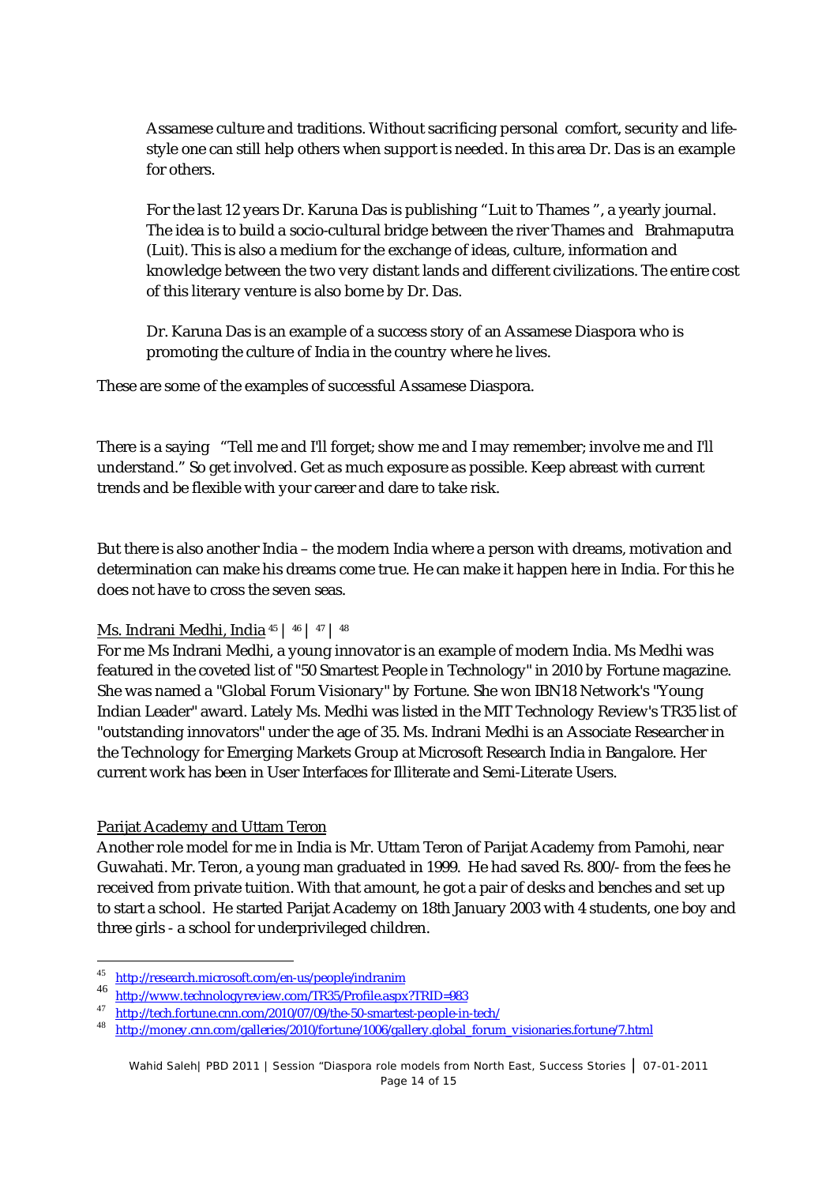Assamese culture and traditions. Without sacrificing personal comfort, security and life-style one can still help others when support is needed. In this area Dr. Das is an example for others.

For the last 12 years Dr. Karuna Das is publishing "Luit to Thames ", a yearly journal. The idea is to build a socio-cultural bridge between the river Thames and Brahmaputra (Luit). This is also a medium for the exchange of ideas, culture, information and knowledge between the two very distant lands and different civilizations. The entire cost of this literary venture is also borne by Dr. Das.

Dr. Karuna Das is an example of a success story of an Assamese Diaspora who is promoting the culture of India in the country where he lives.

These are some of the examples of successful Assamese Diaspora.

There is a saying "Tell me and I'll forget; show me and I may remember; involve me and I'll understand." So get involved. Get as much exposure as possible. Keep abreast with current trends and be flexible with your career and dare to take risk.

But there is also another India – the modern India where a person with dreams, motivation and determination can make his dreams come true. He can make it happen here in India. For this he does not have to cross the seven seas.

Ms. Indrani Medhi, India [45] | [46] | [47] | [48]

For me Ms Indrani Medhi, a young innovator is an example of modern India. Ms Medhi was featured in the coveted list of "50 Smartest People in Technology" in 2010 by Fortune magazine. She was named a "Global Forum Visionary" by Fortune. She won IBN18 Network's "Young Indian Leader" award. Lately Ms. Medhi was listed in the MIT Technology Review's TR35 list of "outstanding innovators" under the age of 35. Ms. Indrani Medhi is an Associate Researcher in the Technology for Emerging Markets Group at Microsoft Research India in Bangalore. Her current work has been in User Interfaces for Illiterate and Semi-Literate Users.

Parijat Academy and Uttam Teron

Another role model for me in India is Mr. Uttam Teron of Parijat Academy from Pamohi, near Guwahati. Mr. Teron, a young man graduated in 1999. He had saved Rs. 800/- from the fees he received from private tuition. With that amount, he got a pair of desks and benches and set up to start a school. He started Parijat Academy on 18th January 2003 with 4 students, one boy and three girls - a school for underprivileged children.

---

[45] http://research.microsoft.com/en-us/people/indranim

[46] http://www.technologyreview.com/TR35/Profile.aspx?TRID=983

[47] http://tech.fortune.cnn.com/2010/07/09/the-50-smartest-people-in-tech/

[48] http://money.cnn.com/galleries/2010/fortune/1006/gallery.global_forum_visionaries.fortune/7.html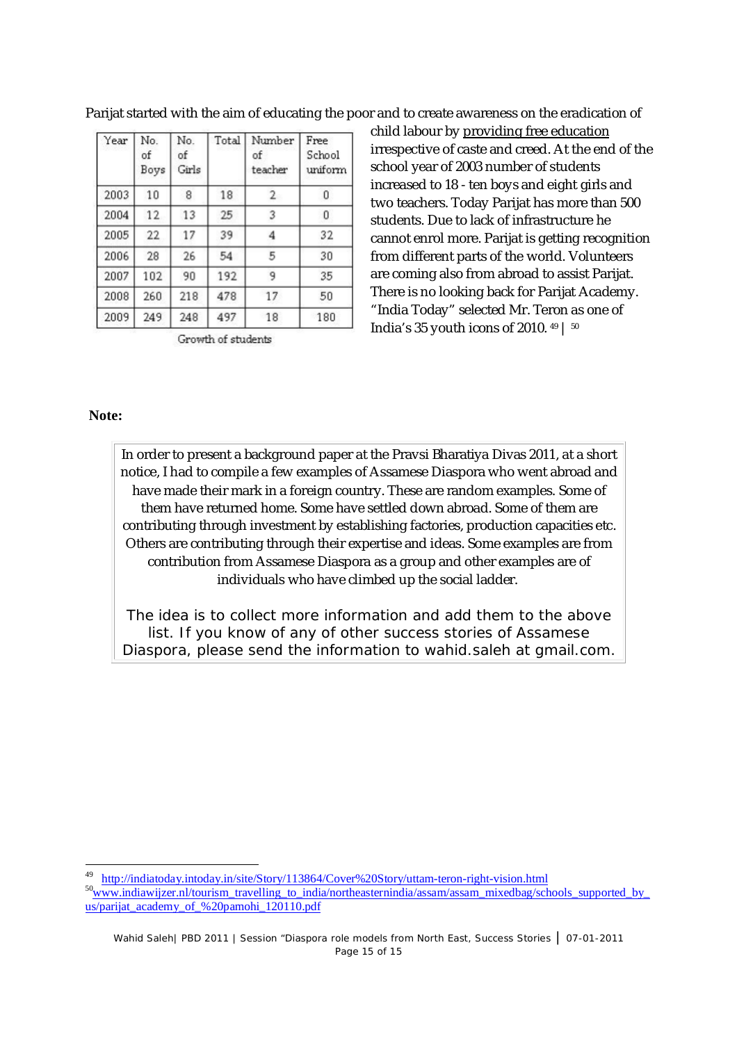Parijat started with the aim of educating the poor and to create awareness on the eradication of child labour by providing free education irrespective of caste and creed. At the end of the school year of 2003 number of students increased to 18 - ten boys and eight girls and two teachers. Today Parijat has more than 500 students. Due to lack of infrastructure he cannot enrol more. Parijat is getting recognition from different parts of the world. Volunteers are coming also from abroad to assist Parijat. There is no looking back for Parijat Academy. "India Today" selected Mr. Teron as one of India's 35 youth icons of 2010. [49] | [50]

| Year | No. of Boys | No. of Girls | Total | Number of teacher | Free School uniform |
|---|---|---|---|---|---|
| 2003 | 10 | 8 | 18 | 2 | 0 |
| 2004 | 12 | 13 | 25 | 3 | 0 |
| 2005 | 22 | 17 | 39 | 4 | 32 |
| 2006 | 28 | 26 | 54 | 5 | 30 |
| 2007 | 102 | 90 | 192 | 9 | 35 |
| 2008 | 260 | 218 | 478 | 17 | 50 |
| 2009 | 249 | 248 | 497 | 18 | 180 |

Growth of students

**Note:**

In order to present a background paper at the Pravsi Bharatiya Divas 2011, at a short notice, I had to compile a few examples of Assamese Diaspora who went abroad and have made their mark in a foreign country. These are random examples. Some of them have returned home. Some have settled down abroad. Some of them are contributing through investment by establishing factories, production capacities etc. Others are contributing through their expertise and ideas. Some examples are from contribution from Assamese Diaspora as a group and other examples are of individuals who have climbed up the social ladder.

The idea is to collect more information and add them to the above list. If you know of any of other success stories of Assamese Diaspora, please send the information to wahid.saleh at gmail.com.

---

[49] http://indiatoday.intoday.in/site/Story/113864/Cover%20Story/uttam-teron-right-vision.html

[50] www.indiawijzer.nl/tourism_travelling_to_india/northeasternindia/assam/assam_mixedbag/schools_supported_by_us/parijat_academy_of_%20pamohi_120110.pdf